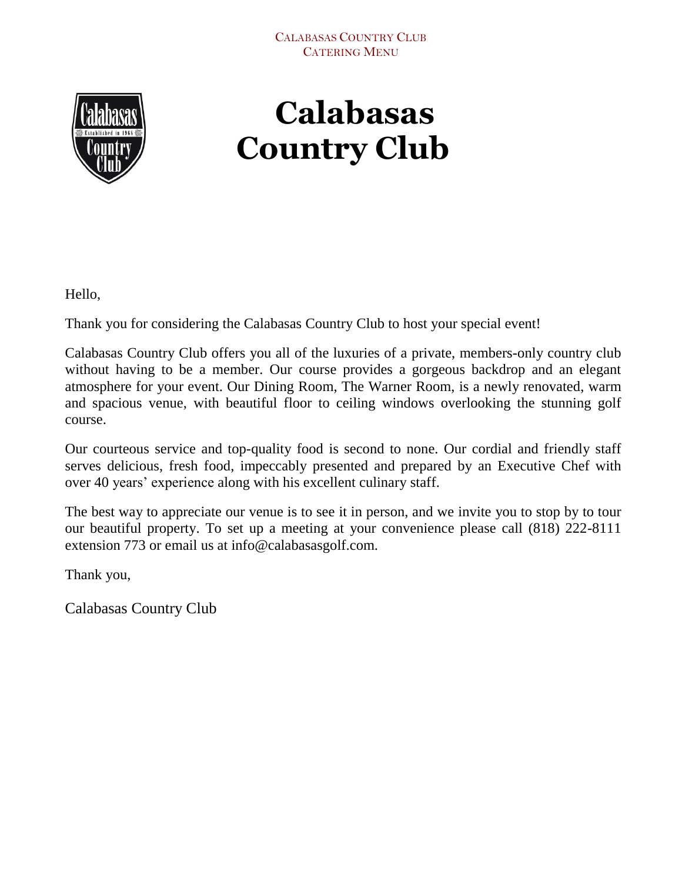# Calabasas Country Club

Hello,

Thank you for considering the Calabasas Country Club to host your special event!

Calabasas Country Club offers you all of the luxuries of a private, members-only country club without having to be a member. Our course provides a gorgeous backdrop and an elegant atmosphere for your event. Our Dining Room, The Warner Room, is a newly renovated, warm and spacious venue, with beautiful floor to ceiling windows overlooking the stunning golf course.

Our courteous service and top-quality food is second to none. Our cordial and friendly staff serves delicious, fresh food, impeccably presented and prepared by an Executive Chef with over 40 years' experience along with his excellent culinary staff.

The best way to appreciate our venue is to see it in person, and we invite you to stop by to tour our beautiful property. To set up a meeting at your convenience please call (818) 222-8111 extension 773 or email us at info@calabasasgolf.com.

Thank you,

Calabasas Country Club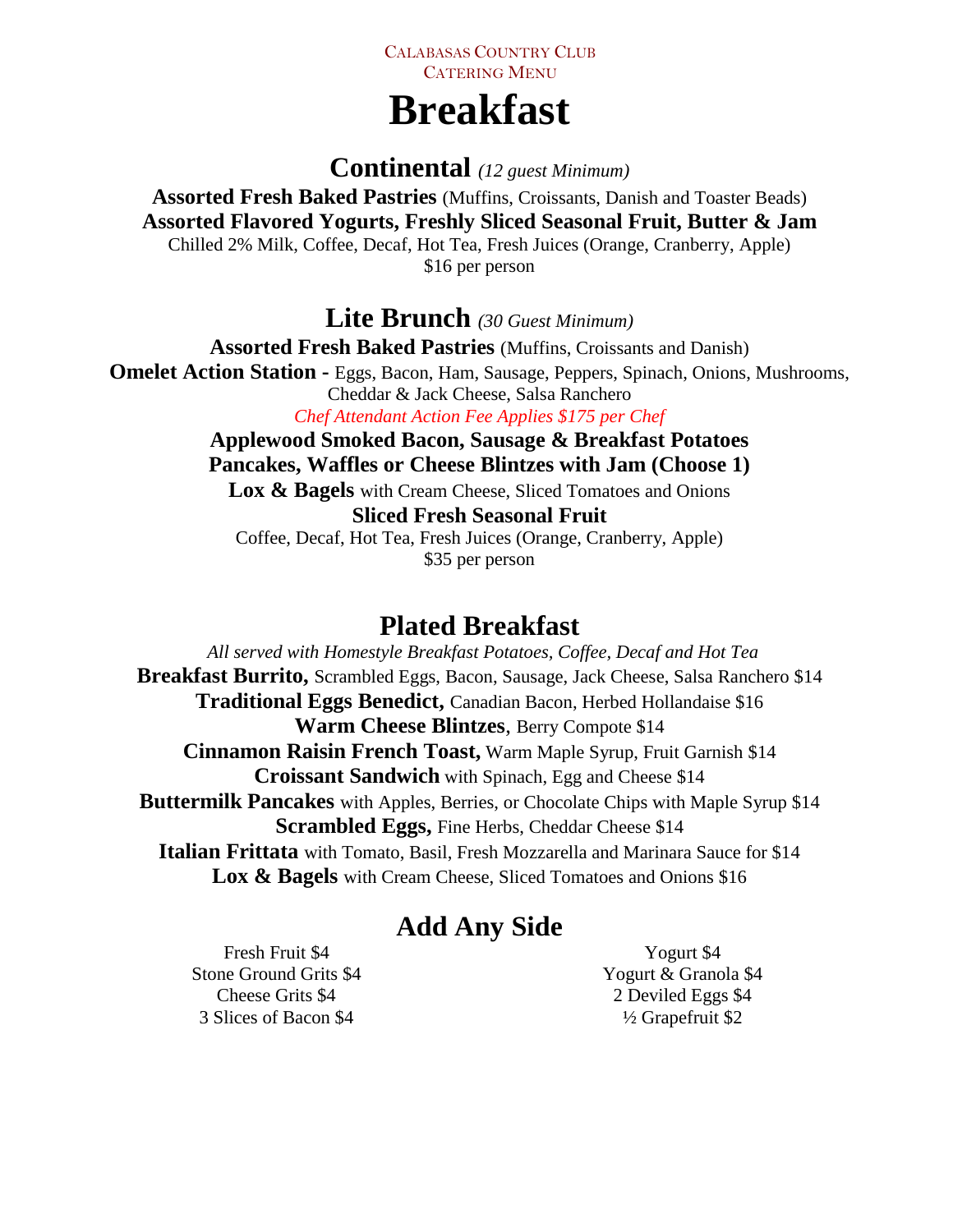Calabasas Country Club
Catering Menu

# Breakfast

## Continental *(12 guest Minimum)*

**Assorted Fresh Baked Pastries** (Muffins, Croissants, Danish and Toaster Beads)
**Assorted Flavored Yogurts, Freshly Sliced Seasonal Fruit, Butter & Jam**
Chilled 2% Milk, Coffee, Decaf, Hot Tea, Fresh Juices (Orange, Cranberry, Apple)
$16 per person

## Lite Brunch *(30 Guest Minimum)*

**Assorted Fresh Baked Pastries** (Muffins, Croissants and Danish)
**Omelet Action Station -** Eggs, Bacon, Ham, Sausage, Peppers, Spinach, Onions, Mushrooms, Cheddar & Jack Cheese, Salsa Ranchero
*Chef Attendant Action Fee Applies $175 per Chef*
**Applewood Smoked Bacon, Sausage & Breakfast Potatoes**
**Pancakes, Waffles or Cheese Blintzes with Jam (Choose 1)**
**Lox & Bagels** with Cream Cheese, Sliced Tomatoes and Onions
**Sliced Fresh Seasonal Fruit**
Coffee, Decaf, Hot Tea, Fresh Juices (Orange, Cranberry, Apple)
$35 per person

## Plated Breakfast

*All served with Homestyle Breakfast Potatoes, Coffee, Decaf and Hot Tea*
**Breakfast Burrito,** Scrambled Eggs, Bacon, Sausage, Jack Cheese, Salsa Ranchero $14
**Traditional Eggs Benedict,** Canadian Bacon, Herbed Hollandaise $16
**Warm Cheese Blintzes**, Berry Compote $14
**Cinnamon Raisin French Toast,** Warm Maple Syrup, Fruit Garnish $14
**Croissant Sandwich** with Spinach, Egg and Cheese $14
**Buttermilk Pancakes** with Apples, Berries, or Chocolate Chips with Maple Syrup $14
**Scrambled Eggs,** Fine Herbs, Cheddar Cheese $14
**Italian Frittata** with Tomato, Basil, Fresh Mozzarella and Marinara Sauce for $14
**Lox & Bagels** with Cream Cheese, Sliced Tomatoes and Onions $16

## Add Any Side

Fresh Fruit $4
Stone Ground Grits $4
Cheese Grits $4
3 Slices of Bacon $4
Yogurt $4
Yogurt & Granola $4
2 Deviled Eggs $4
½ Grapefruit $2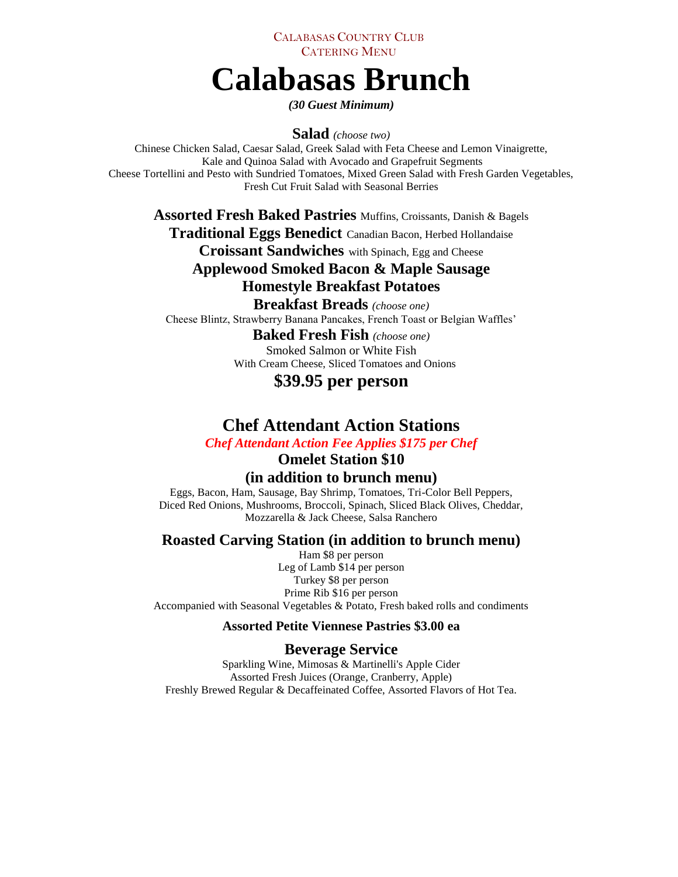CALABASAS COUNTRY CLUB
CATERING MENU

# Calabasas Brunch

***(30 Guest Minimum)***

**Salad** *(choose two)*

Chinese Chicken Salad, Caesar Salad, Greek Salad with Feta Cheese and Lemon Vinaigrette,
Kale and Quinoa Salad with Avocado and Grapefruit Segments
Cheese Tortellini and Pesto with Sundried Tomatoes, Mixed Green Salad with Fresh Garden Vegetables,
Fresh Cut Fruit Salad with Seasonal Berries

**Assorted Fresh Baked Pastries** Muffins, Croissants, Danish & Bagels

**Traditional Eggs Benedict** Canadian Bacon, Herbed Hollandaise

**Croissant Sandwiches** with Spinach, Egg and Cheese

**Applewood Smoked Bacon & Maple Sausage**

**Homestyle Breakfast Potatoes**

**Breakfast Breads** *(choose one)*

Cheese Blintz, Strawberry Banana Pancakes, French Toast or Belgian Waffles'

**Baked Fresh Fish** *(choose one)*

Smoked Salmon or White Fish
With Cream Cheese, Sliced Tomatoes and Onions

**$39.95 per person**

## Chef Attendant Action Stations

***Chef Attendant Action Fee Applies $175 per Chef***

**Omelet Station $10**

**(in addition to brunch menu)**

Eggs, Bacon, Ham, Sausage, Bay Shrimp, Tomatoes, Tri-Color Bell Peppers,
Diced Red Onions, Mushrooms, Broccoli, Spinach, Sliced Black Olives, Cheddar,
Mozzarella & Jack Cheese, Salsa Ranchero

### Roasted Carving Station (in addition to brunch menu)

Ham $8 per person
Leg of Lamb $14 per person
Turkey $8 per person
Prime Rib $16 per person
Accompanied with Seasonal Vegetables & Potato, Fresh baked rolls and condiments

**Assorted Petite Viennese Pastries $3.00 ea**

### Beverage Service

Sparkling Wine, Mimosas & Martinelli's Apple Cider
Assorted Fresh Juices (Orange, Cranberry, Apple)
Freshly Brewed Regular & Decaffeinated Coffee, Assorted Flavors of Hot Tea.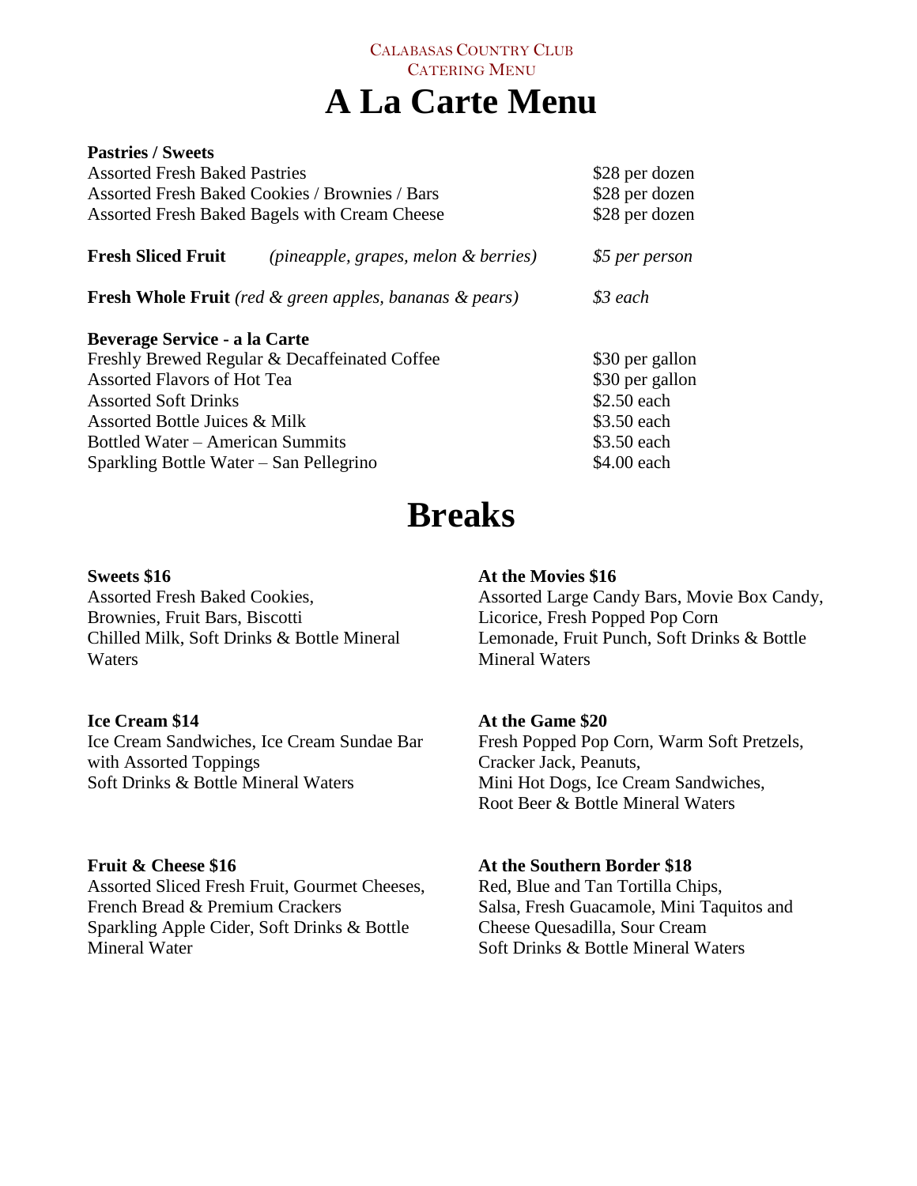Calabasas Country Club
Catering Menu

# A La Carte Menu

**Pastries / Sweets**

| Item | Price |
|---|---|
| Assorted Fresh Baked Pastries | $28 per dozen |
| Assorted Fresh Baked Cookies / Brownies / Bars | $28 per dozen |
| Assorted Fresh Baked Bagels with Cream Cheese | $28 per dozen |

**Fresh Sliced Fruit** *(pineapple, grapes, melon & berries)* — *$5 per person*

**Fresh Whole Fruit** *(red & green apples, bananas & pears)* — *$3 each*

**Beverage Service - a la Carte**

| Item | Price |
|---|---|
| Freshly Brewed Regular & Decaffeinated Coffee | $30 per gallon |
| Assorted Flavors of Hot Tea | $30 per gallon |
| Assorted Soft Drinks | $2.50 each |
| Assorted Bottle Juices & Milk | $3.50 each |
| Bottled Water – American Summits | $3.50 each |
| Sparkling Bottle Water – San Pellegrino | $4.00 each |

# Breaks

**Sweets $16**
Assorted Fresh Baked Cookies, Brownies, Fruit Bars, Biscotti
Chilled Milk, Soft Drinks & Bottle Mineral Waters

**Ice Cream $14**
Ice Cream Sandwiches, Ice Cream Sundae Bar with Assorted Toppings
Soft Drinks & Bottle Mineral Waters

**Fruit & Cheese $16**
Assorted Sliced Fresh Fruit, Gourmet Cheeses, French Bread & Premium Crackers
Sparkling Apple Cider, Soft Drinks & Bottle Mineral Water

**At the Movies $16**
Assorted Large Candy Bars, Movie Box Candy, Licorice, Fresh Popped Pop Corn
Lemonade, Fruit Punch, Soft Drinks & Bottle Mineral Waters

**At the Game $20**
Fresh Popped Pop Corn, Warm Soft Pretzels, Cracker Jack, Peanuts,
Mini Hot Dogs, Ice Cream Sandwiches,
Root Beer & Bottle Mineral Waters

**At the Southern Border $18**
Red, Blue and Tan Tortilla Chips,
Salsa, Fresh Guacamole, Mini Taquitos and Cheese Quesadilla, Sour Cream
Soft Drinks & Bottle Mineral Waters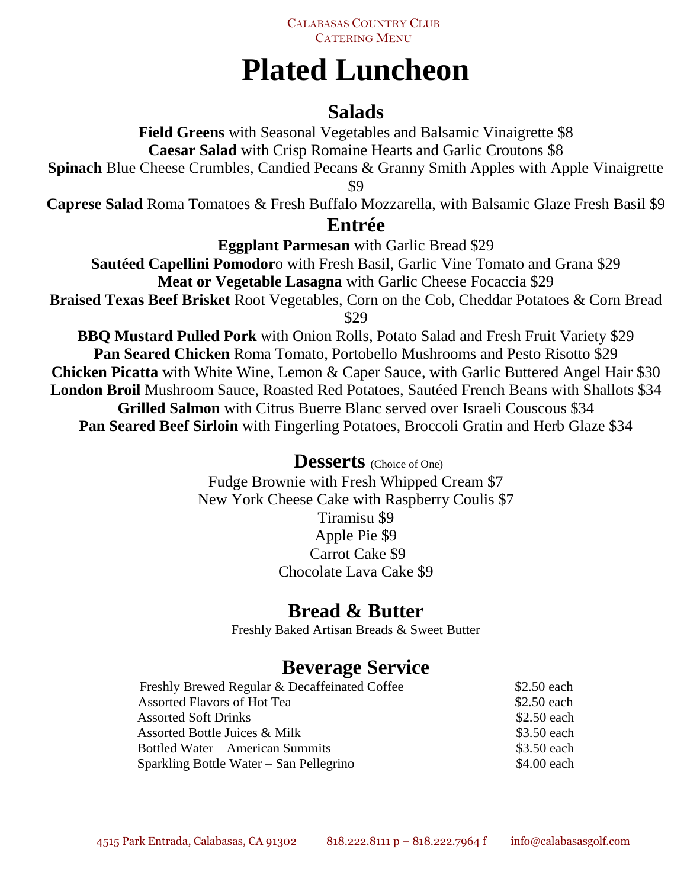# Plated Luncheon

## Salads

**Field Greens** with Seasonal Vegetables and Balsamic Vinaigrette $8

**Caesar Salad** with Crisp Romaine Hearts and Garlic Croutons $8

**Spinach** Blue Cheese Crumbles, Candied Pecans & Granny Smith Apples with Apple Vinaigrette $9

**Caprese Salad** Roma Tomatoes & Fresh Buffalo Mozzarella, with Balsamic Glaze Fresh Basil $9

## Entrée

**Eggplant Parmesan** with Garlic Bread $29

**Sautéed Capellini Pomodor**o with Fresh Basil, Garlic Vine Tomato and Grana $29

**Meat or Vegetable Lasagna** with Garlic Cheese Focaccia $29

**Braised Texas Beef Brisket** Root Vegetables, Corn on the Cob, Cheddar Potatoes & Corn Bread $29

**BBQ Mustard Pulled Pork** with Onion Rolls, Potato Salad and Fresh Fruit Variety $29

**Pan Seared Chicken** Roma Tomato, Portobello Mushrooms and Pesto Risotto $29

**Chicken Picatta** with White Wine, Lemon & Caper Sauce, with Garlic Buttered Angel Hair $30

**London Broil** Mushroom Sauce, Roasted Red Potatoes, Sautéed French Beans with Shallots $34

**Grilled Salmon** with Citrus Buerre Blanc served over Israeli Couscous $34

**Pan Seared Beef Sirloin** with Fingerling Potatoes, Broccoli Gratin and Herb Glaze $34

## Desserts (Choice of One)

Fudge Brownie with Fresh Whipped Cream $7

New York Cheese Cake with Raspberry Coulis $7

Tiramisu $9

Apple Pie $9

Carrot Cake $9

Chocolate Lava Cake $9

## Bread & Butter

Freshly Baked Artisan Breads & Sweet Butter

## Beverage Service

| Item | Price |
|---|---|
| Freshly Brewed Regular & Decaffeinated Coffee | $2.50 each |
| Assorted Flavors of Hot Tea | $2.50 each |
| Assorted Soft Drinks | $2.50 each |
| Assorted Bottle Juices & Milk | $3.50 each |
| Bottled Water – American Summits | $3.50 each |
| Sparkling Bottle Water – San Pellegrino | $4.00 each |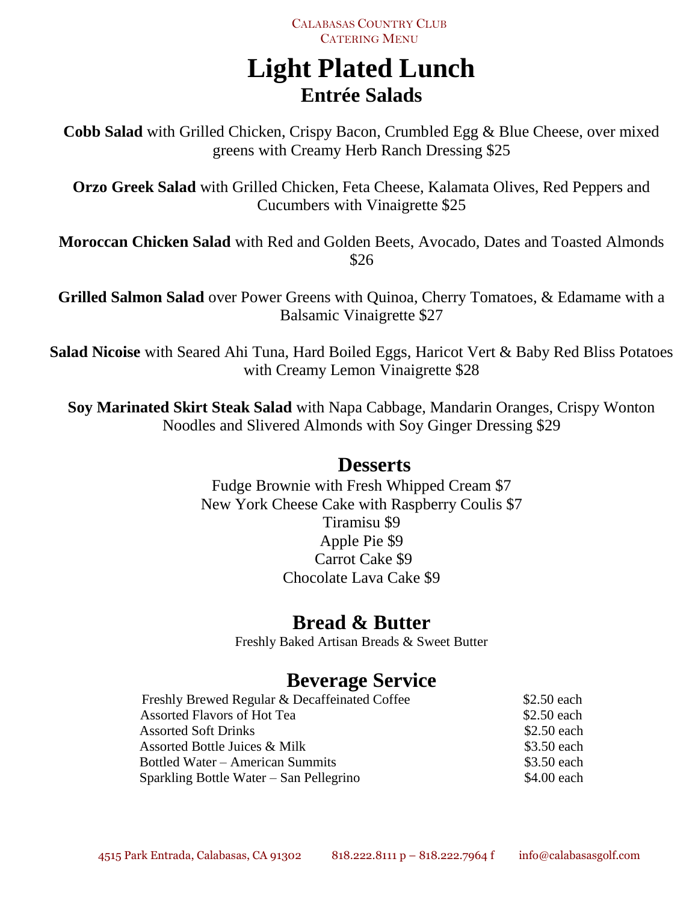# Light Plated Lunch

## Entrée Salads

**Cobb Salad** with Grilled Chicken, Crispy Bacon, Crumbled Egg & Blue Cheese, over mixed greens with Creamy Herb Ranch Dressing $25

**Orzo Greek Salad** with Grilled Chicken, Feta Cheese, Kalamata Olives, Red Peppers and Cucumbers with Vinaigrette $25

**Moroccan Chicken Salad** with Red and Golden Beets, Avocado, Dates and Toasted Almonds $26

**Grilled Salmon Salad** over Power Greens with Quinoa, Cherry Tomatoes, & Edamame with a Balsamic Vinaigrette $27

**Salad Nicoise** with Seared Ahi Tuna, Hard Boiled Eggs, Haricot Vert & Baby Red Bliss Potatoes with Creamy Lemon Vinaigrette $28

**Soy Marinated Skirt Steak Salad** with Napa Cabbage, Mandarin Oranges, Crispy Wonton Noodles and Slivered Almonds with Soy Ginger Dressing $29

## Desserts

Fudge Brownie with Fresh Whipped Cream $7
New York Cheese Cake with Raspberry Coulis $7
Tiramisu $9
Apple Pie $9
Carrot Cake $9
Chocolate Lava Cake $9

## Bread & Butter

Freshly Baked Artisan Breads & Sweet Butter

## Beverage Service

| Item | Price |
|---|---|
| Freshly Brewed Regular & Decaffeinated Coffee | $2.50 each |
| Assorted Flavors of Hot Tea | $2.50 each |
| Assorted Soft Drinks | $2.50 each |
| Assorted Bottle Juices & Milk | $3.50 each |
| Bottled Water – American Summits | $3.50 each |
| Sparkling Bottle Water – San Pellegrino | $4.00 each |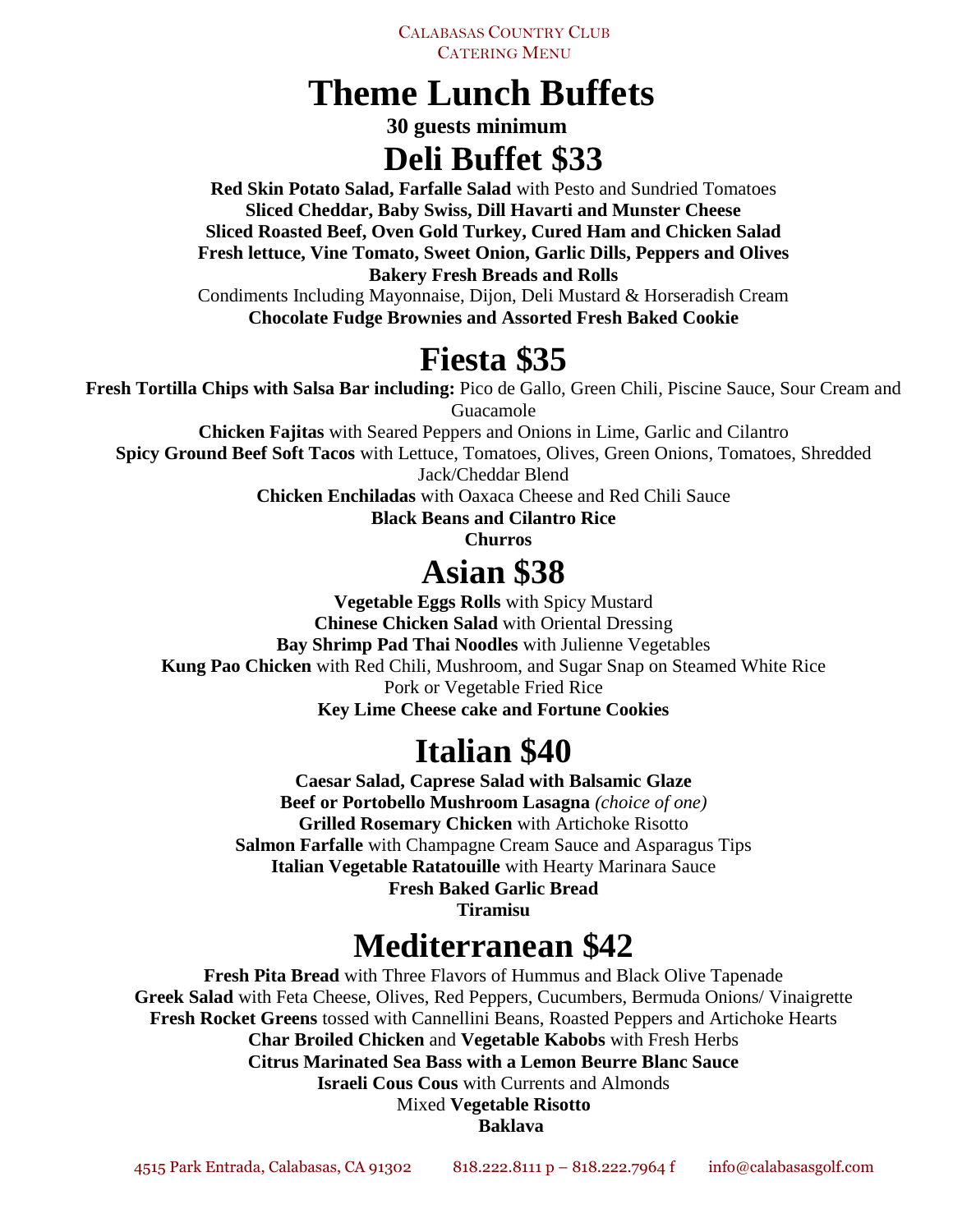# Theme Lunch Buffets

**30 guests minimum**

## Deli Buffet $33

**Red Skin Potato Salad, Farfalle Salad** with Pesto and Sundried Tomatoes
**Sliced Cheddar, Baby Swiss, Dill Havarti and Munster Cheese**
**Sliced Roasted Beef, Oven Gold Turkey, Cured Ham and Chicken Salad**
**Fresh lettuce, Vine Tomato, Sweet Onion, Garlic Dills, Peppers and Olives**
**Bakery Fresh Breads and Rolls**
Condiments Including Mayonnaise, Dijon, Deli Mustard & Horseradish Cream
**Chocolate Fudge Brownies and Assorted Fresh Baked Cookie**

## Fiesta $35

**Fresh Tortilla Chips with Salsa Bar including:** Pico de Gallo, Green Chili, Piscine Sauce, Sour Cream and Guacamole
**Chicken Fajitas** with Seared Peppers and Onions in Lime, Garlic and Cilantro
**Spicy Ground Beef Soft Tacos** with Lettuce, Tomatoes, Olives, Green Onions, Tomatoes, Shredded Jack/Cheddar Blend
**Chicken Enchiladas** with Oaxaca Cheese and Red Chili Sauce
**Black Beans and Cilantro Rice**
**Churros**

## Asian $38

**Vegetable Eggs Rolls** with Spicy Mustard
**Chinese Chicken Salad** with Oriental Dressing
**Bay Shrimp Pad Thai Noodles** with Julienne Vegetables
**Kung Pao Chicken** with Red Chili, Mushroom, and Sugar Snap on Steamed White Rice
Pork or Vegetable Fried Rice
**Key Lime Cheese cake and Fortune Cookies**

## Italian $40

**Caesar Salad, Caprese Salad with Balsamic Glaze**
**Beef or Portobello Mushroom Lasagna** *(choice of one)*
**Grilled Rosemary Chicken** with Artichoke Risotto
**Salmon Farfalle** with Champagne Cream Sauce and Asparagus Tips
**Italian Vegetable Ratatouille** with Hearty Marinara Sauce
**Fresh Baked Garlic Bread**
**Tiramisu**

## Mediterranean $42

**Fresh Pita Bread** with Three Flavors of Hummus and Black Olive Tapenade
**Greek Salad** with Feta Cheese, Olives, Red Peppers, Cucumbers, Bermuda Onions/ Vinaigrette
**Fresh Rocket Greens** tossed with Cannellini Beans, Roasted Peppers and Artichoke Hearts
**Char Broiled Chicken** and **Vegetable Kabobs** with Fresh Herbs
**Citrus Marinated Sea Bass with a Lemon Beurre Blanc Sauce**
**Israeli Cous Cous** with Currents and Almonds
Mixed **Vegetable Risotto**
**Baklava**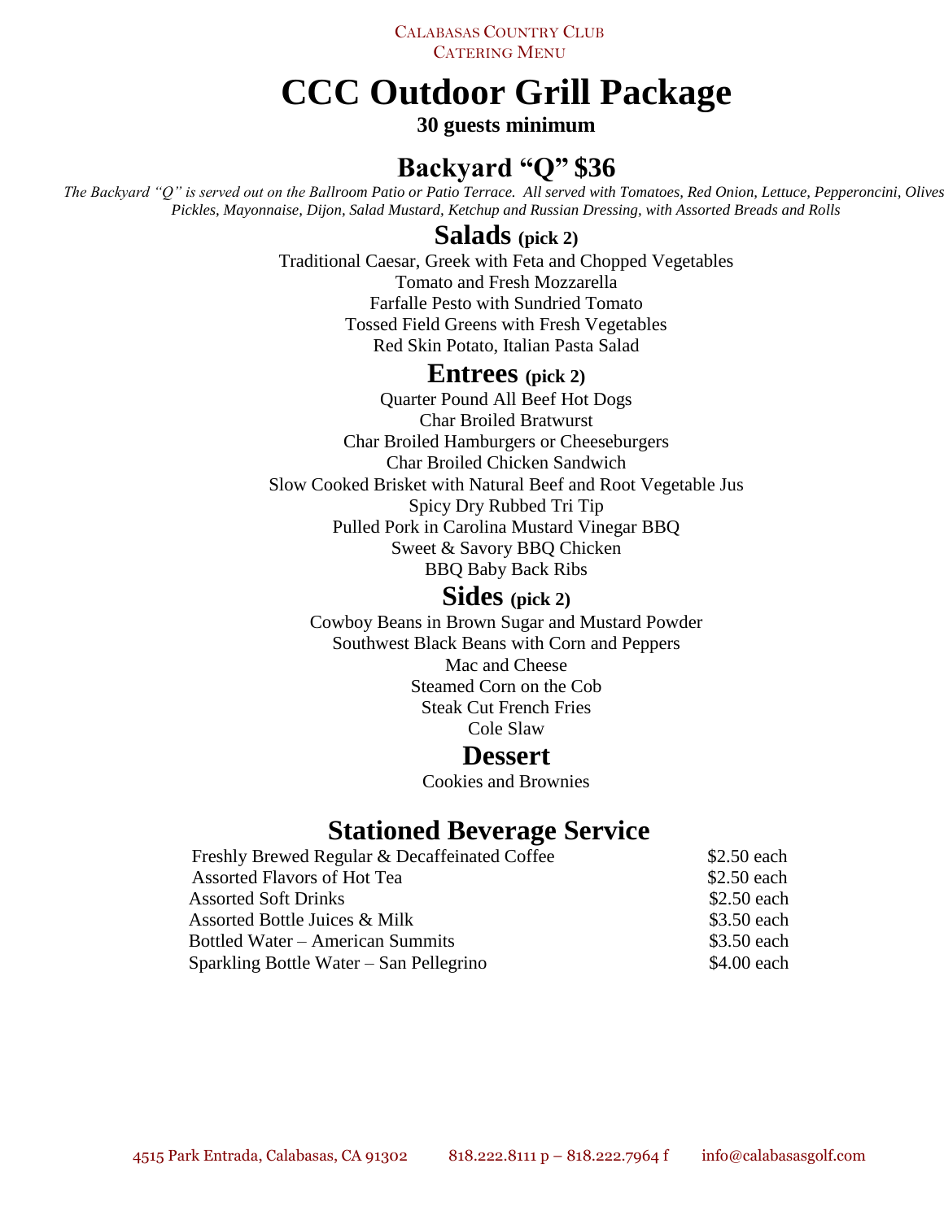# CCC Outdoor Grill Package

**30 guests minimum**

## Backyard "Q" $36

*The Backyard "Q" is served out on the Ballroom Patio or Patio Terrace. All served with Tomatoes, Red Onion, Lettuce, Pepperoncini, Olives Pickles, Mayonnaise, Dijon, Salad Mustard, Ketchup and Russian Dressing, with Assorted Breads and Rolls*

### Salads (pick 2)

Traditional Caesar, Greek with Feta and Chopped Vegetables
Tomato and Fresh Mozzarella
Farfalle Pesto with Sundried Tomato
Tossed Field Greens with Fresh Vegetables
Red Skin Potato, Italian Pasta Salad

### Entrees (pick 2)

Quarter Pound All Beef Hot Dogs
Char Broiled Bratwurst
Char Broiled Hamburgers or Cheeseburgers
Char Broiled Chicken Sandwich
Slow Cooked Brisket with Natural Beef and Root Vegetable Jus
Spicy Dry Rubbed Tri Tip
Pulled Pork in Carolina Mustard Vinegar BBQ
Sweet & Savory BBQ Chicken
BBQ Baby Back Ribs

### Sides (pick 2)

Cowboy Beans in Brown Sugar and Mustard Powder
Southwest Black Beans with Corn and Peppers
Mac and Cheese
Steamed Corn on the Cob
Steak Cut French Fries
Cole Slaw

### Dessert

Cookies and Brownies

## Stationed Beverage Service

| Item | Price |
|---|---|
| Freshly Brewed Regular & Decaffeinated Coffee | $2.50 each |
| Assorted Flavors of Hot Tea | $2.50 each |
| Assorted Soft Drinks | $2.50 each |
| Assorted Bottle Juices & Milk | $3.50 each |
| Bottled Water – American Summits | $3.50 each |
| Sparkling Bottle Water – San Pellegrino | $4.00 each |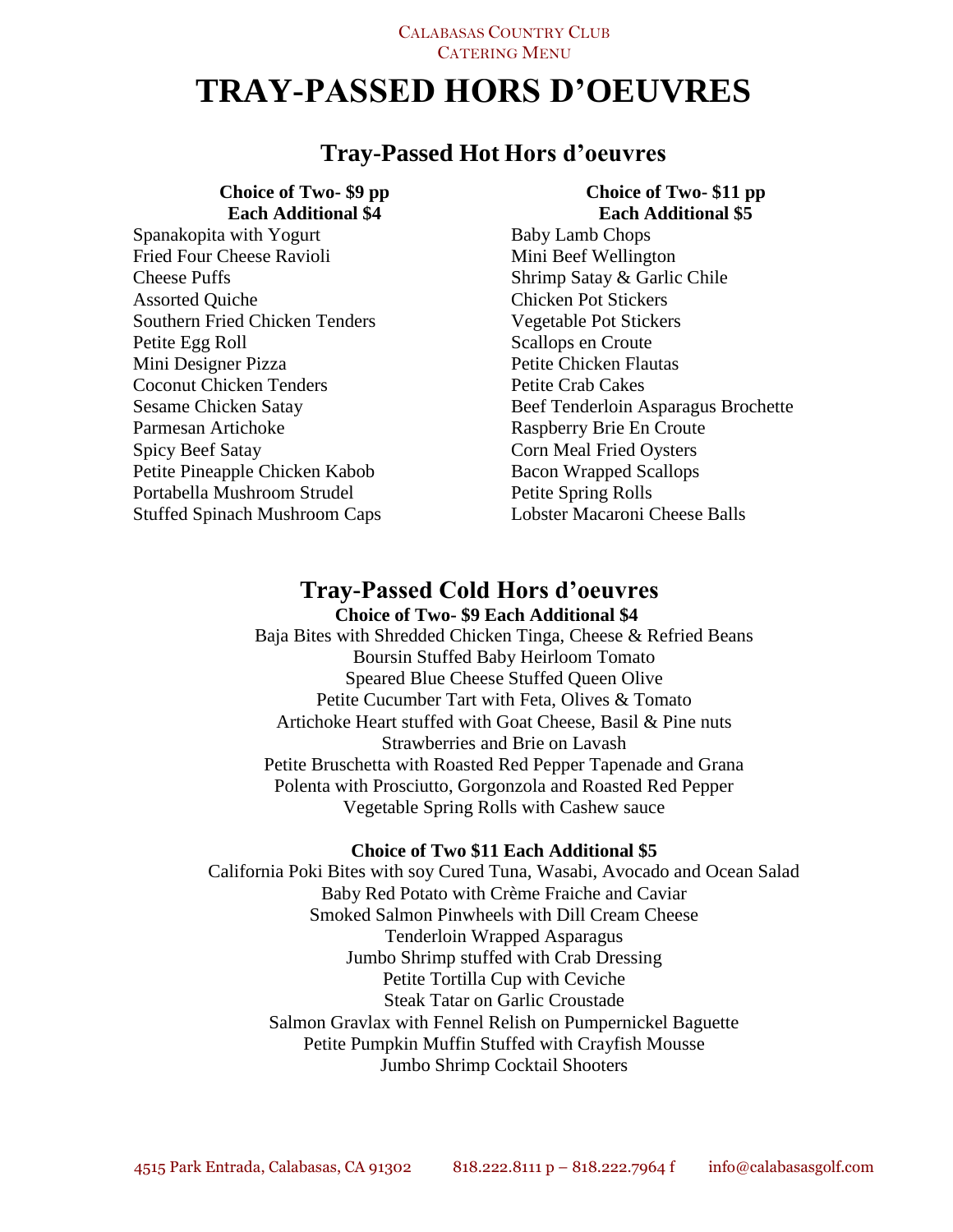# TRAY-PASSED HORS D'OEUVRES

## Tray-Passed Hot Hors d'oeuvres

**Choice of Two- $9 pp**
**Each Additional $4**

Spanakopita with Yogurt
Fried Four Cheese Ravioli
Cheese Puffs
Assorted Quiche
Southern Fried Chicken Tenders
Petite Egg Roll
Mini Designer Pizza
Coconut Chicken Tenders
Sesame Chicken Satay
Parmesan Artichoke
Spicy Beef Satay
Petite Pineapple Chicken Kabob
Portabella Mushroom Strudel
Stuffed Spinach Mushroom Caps

**Choice of Two- $11 pp**
**Each Additional $5**

Baby Lamb Chops
Mini Beef Wellington
Shrimp Satay & Garlic Chile
Chicken Pot Stickers
Vegetable Pot Stickers
Scallops en Croute
Petite Chicken Flautas
Petite Crab Cakes
Beef Tenderloin Asparagus Brochette
Raspberry Brie En Croute
Corn Meal Fried Oysters
Bacon Wrapped Scallops
Petite Spring Rolls
Lobster Macaroni Cheese Balls

## Tray-Passed Cold Hors d'oeuvres

**Choice of Two- $9 Each Additional $4**

Baja Bites with Shredded Chicken Tinga, Cheese & Refried Beans
Boursin Stuffed Baby Heirloom Tomato
Speared Blue Cheese Stuffed Queen Olive
Petite Cucumber Tart with Feta, Olives & Tomato
Artichoke Heart stuffed with Goat Cheese, Basil & Pine nuts
Strawberries and Brie on Lavash
Petite Bruschetta with Roasted Red Pepper Tapenade and Grana
Polenta with Prosciutto, Gorgonzola and Roasted Red Pepper
Vegetable Spring Rolls with Cashew sauce

**Choice of Two $11 Each Additional $5**

California Poki Bites with soy Cured Tuna, Wasabi, Avocado and Ocean Salad
Baby Red Potato with Crème Fraiche and Caviar
Smoked Salmon Pinwheels with Dill Cream Cheese
Tenderloin Wrapped Asparagus
Jumbo Shrimp stuffed with Crab Dressing
Petite Tortilla Cup with Ceviche
Steak Tatar on Garlic Croustade
Salmon Gravlax with Fennel Relish on Pumpernickel Baguette
Petite Pumpkin Muffin Stuffed with Crayfish Mousse
Jumbo Shrimp Cocktail Shooters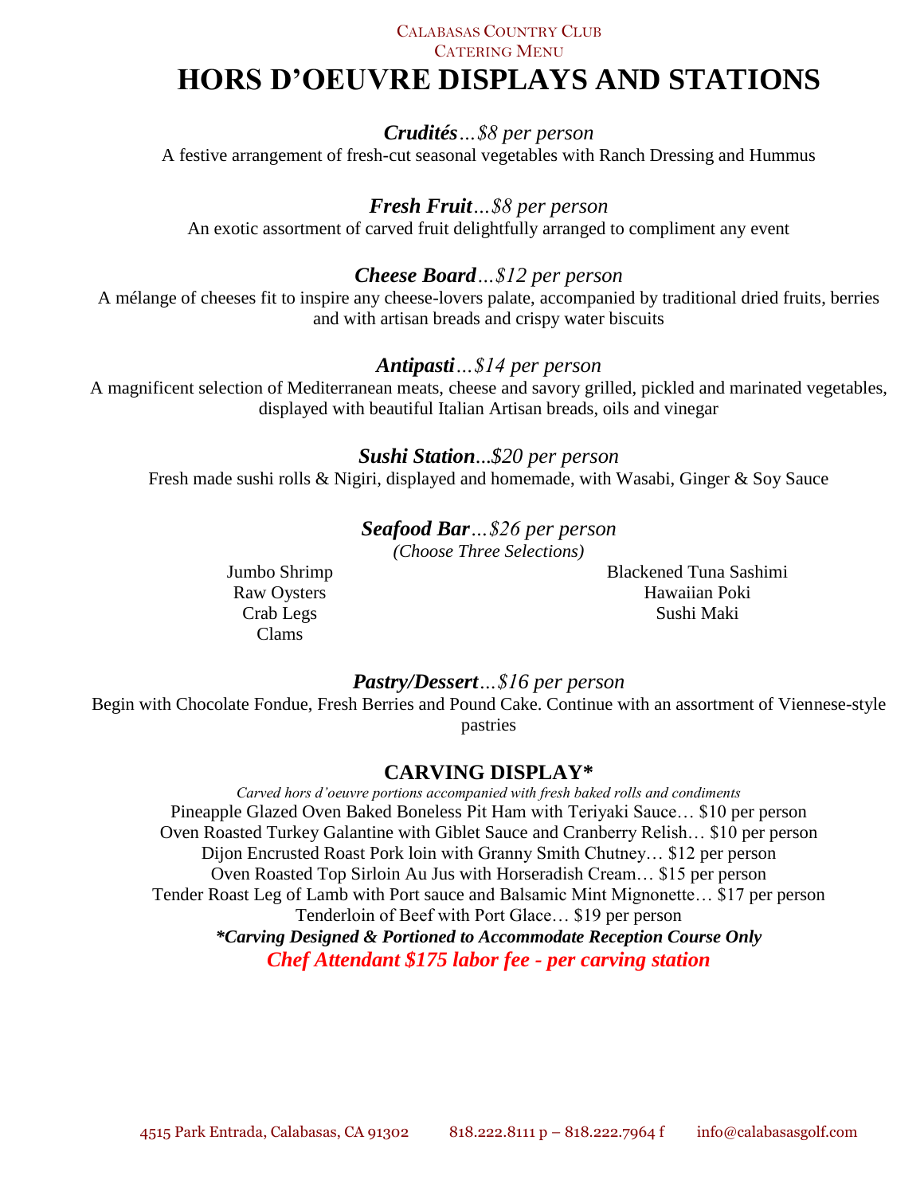Calabasas Country Club
Catering Menu

# HORS D'OEUVRE DISPLAYS AND STATIONS

***Crudités****…$8 per person*

A festive arrangement of fresh-cut seasonal vegetables with Ranch Dressing and Hummus

***Fresh Fruit****…$8 per person*

An exotic assortment of carved fruit delightfully arranged to compliment any event

***Cheese Board****…$12 per person*

A mélange of cheeses fit to inspire any cheese-lovers palate, accompanied by traditional dried fruits, berries and with artisan breads and crispy water biscuits

***Antipasti****…$14 per person*

A magnificent selection of Mediterranean meats, cheese and savory grilled, pickled and marinated vegetables, displayed with beautiful Italian Artisan breads, oils and vinegar

***Sushi Station****...$20 per person*

Fresh made sushi rolls & Nigiri, displayed and homemade, with Wasabi, Ginger & Soy Sauce

***Seafood Bar****…$26 per person*

*(Choose Three Selections)*

Jumbo Shrimp
Raw Oysters
Crab Legs
Clams
Blackened Tuna Sashimi
Hawaiian Poki
Sushi Maki

***Pastry/Dessert****…$16 per person*

Begin with Chocolate Fondue, Fresh Berries and Pound Cake. Continue with an assortment of Viennese-style pastries

## CARVING DISPLAY*

*Carved hors d'oeuvre portions accompanied with fresh baked rolls and condiments*

Pineapple Glazed Oven Baked Boneless Pit Ham with Teriyaki Sauce… $10 per person
Oven Roasted Turkey Galantine with Giblet Sauce and Cranberry Relish… $10 per person
Dijon Encrusted Roast Pork loin with Granny Smith Chutney… $12 per person
Oven Roasted Top Sirloin Au Jus with Horseradish Cream… $15 per person
Tender Roast Leg of Lamb with Port sauce and Balsamic Mint Mignonette… $17 per person
Tenderloin of Beef with Port Glace… $19 per person

***\*Carving Designed & Portioned to Accommodate Reception Course Only***

***Chef Attendant $175 labor fee - per carving station***

4515 Park Entrada, Calabasas, CA 91302 818.222.8111 p – 818.222.7964 f info@calabasasgolf.com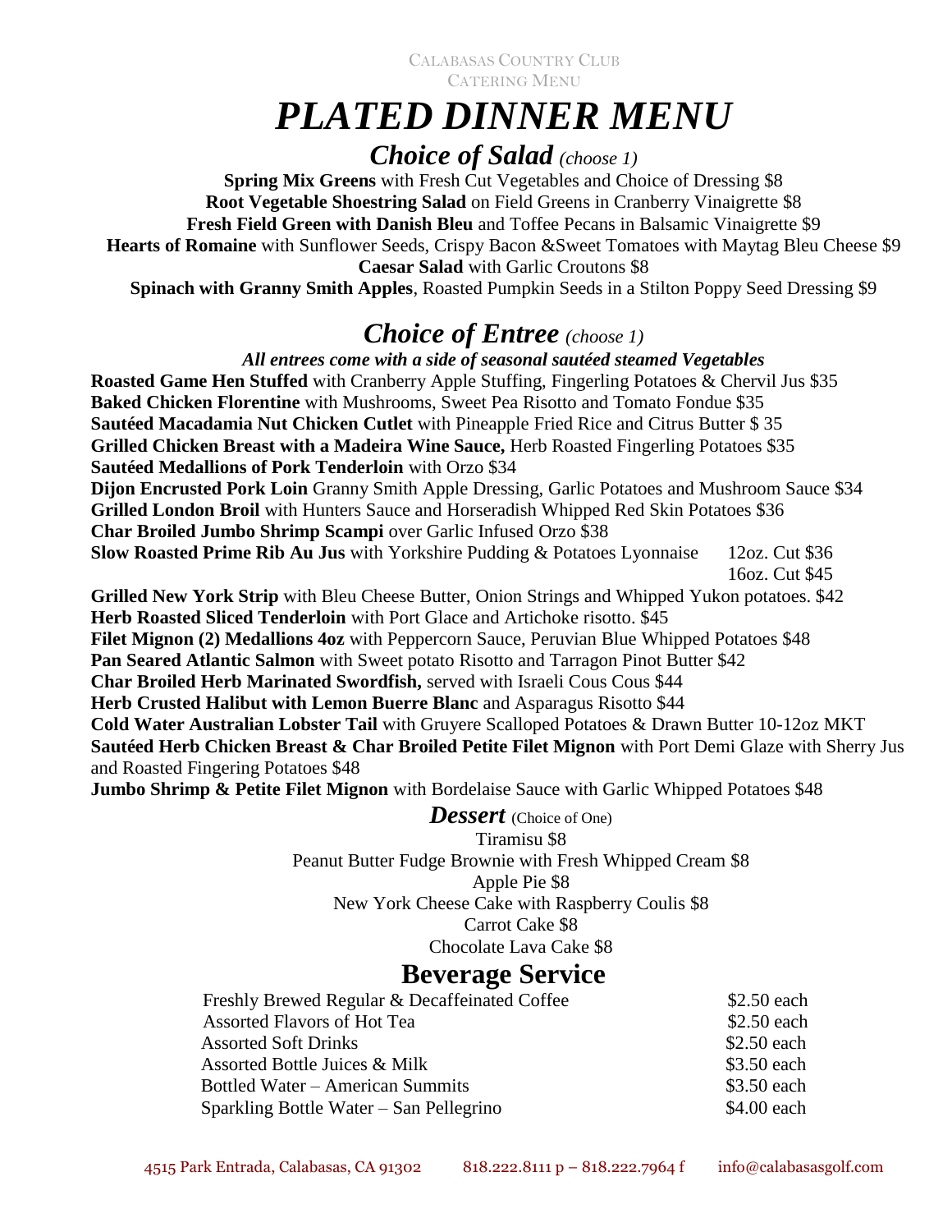CALABASAS COUNTRY CLUB
CATERING MENU

# *PLATED DINNER MENU*

## *Choice of Salad* *(choose 1)*

**Spring Mix Greens** with Fresh Cut Vegetables and Choice of Dressing $8
**Root Vegetable Shoestring Salad** on Field Greens in Cranberry Vinaigrette $8
**Fresh Field Green with Danish Bleu** and Toffee Pecans in Balsamic Vinaigrette $9
**Hearts of Romaine** with Sunflower Seeds, Crispy Bacon &Sweet Tomatoes with Maytag Bleu Cheese $9
**Caesar Salad** with Garlic Croutons $8
**Spinach with Granny Smith Apples**, Roasted Pumpkin Seeds in a Stilton Poppy Seed Dressing $9

## *Choice of Entree* *(choose 1)*

***All entrees come with a side of seasonal sautéed steamed Vegetables***

**Roasted Game Hen Stuffed** with Cranberry Apple Stuffing, Fingerling Potatoes & Chervil Jus $35
**Baked Chicken Florentine** with Mushrooms, Sweet Pea Risotto and Tomato Fondue $35
**Sautéed Macadamia Nut Chicken Cutlet** with Pineapple Fried Rice and Citrus Butter $ 35
**Grilled Chicken Breast with a Madeira Wine Sauce,** Herb Roasted Fingerling Potatoes $35
**Sautéed Medallions of Pork Tenderloin** with Orzo $34
**Dijon Encrusted Pork Loin** Granny Smith Apple Dressing, Garlic Potatoes and Mushroom Sauce $34
**Grilled London Broil** with Hunters Sauce and Horseradish Whipped Red Skin Potatoes $36
**Char Broiled Jumbo Shrimp Scampi** over Garlic Infused Orzo $38
**Slow Roasted Prime Rib Au Jus** with Yorkshire Pudding & Potatoes Lyonnaise 12oz. Cut $36
16oz. Cut $45
**Grilled New York Strip** with Bleu Cheese Butter, Onion Strings and Whipped Yukon potatoes. $42
**Herb Roasted Sliced Tenderloin** with Port Glace and Artichoke risotto. $45
**Filet Mignon (2) Medallions 4oz** with Peppercorn Sauce, Peruvian Blue Whipped Potatoes $48
**Pan Seared Atlantic Salmon** with Sweet potato Risotto and Tarragon Pinot Butter $42
**Char Broiled Herb Marinated Swordfish,** served with Israeli Cous Cous $44
**Herb Crusted Halibut with Lemon Buerre Blanc** and Asparagus Risotto $44
**Cold Water Australian Lobster Tail** with Gruyere Scalloped Potatoes & Drawn Butter 10-12oz MKT
**Sautéed Herb Chicken Breast & Char Broiled Petite Filet Mignon** with Port Demi Glaze with Sherry Jus and Roasted Fingering Potatoes $48
**Jumbo Shrimp & Petite Filet Mignon** with Bordelaise Sauce with Garlic Whipped Potatoes $48

### ***Dessert*** (Choice of One)

Tiramisu $8
Peanut Butter Fudge Brownie with Fresh Whipped Cream $8
Apple Pie $8
New York Cheese Cake with Raspberry Coulis $8
Carrot Cake $8
Chocolate Lava Cake $8

## Beverage Service

| | |
|---|---|
| Freshly Brewed Regular & Decaffeinated Coffee | $2.50 each |
| Assorted Flavors of Hot Tea | $2.50 each |
| Assorted Soft Drinks | $2.50 each |
| Assorted Bottle Juices & Milk | $3.50 each |
| Bottled Water – American Summits | $3.50 each |
| Sparkling Bottle Water – San Pellegrino | $4.00 each |

4515 Park Entrada, Calabasas, CA 91302 818.222.8111 p – 818.222.7964 f info@calabasasgolf.com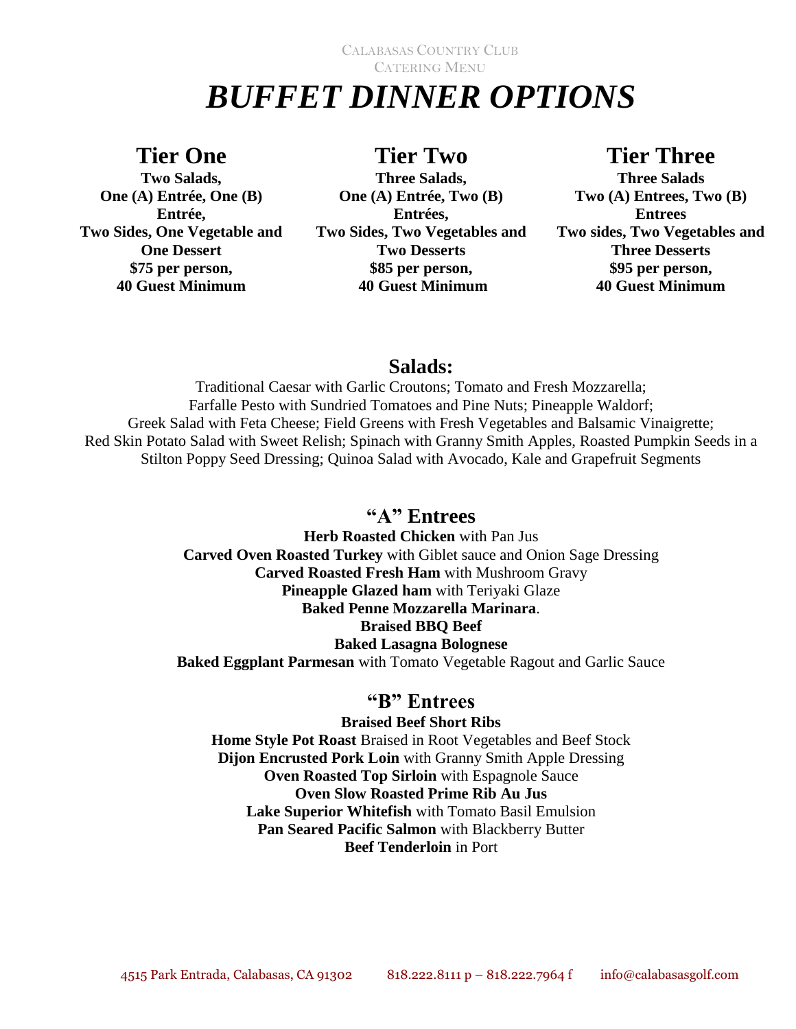CALABASAS COUNTRY CLUB
CATERING MENU

# *BUFFET DINNER OPTIONS*

## Tier One

**Two Salads,**
**One (A) Entrée, One (B) Entrée,**
**Two Sides, One Vegetable and One Dessert**
**$75 per person,**
**40 Guest Minimum**

## Tier Two

**Three Salads,**
**One (A) Entrée, Two (B) Entrées,**
**Two Sides, Two Vegetables and Two Desserts**
**$85 per person,**
**40 Guest Minimum**

## Tier Three

**Three Salads**
**Two (A) Entrees, Two (B) Entrees**
**Two sides, Two Vegetables and Three Desserts**
**$95 per person,**
**40 Guest Minimum**

## Salads:

Traditional Caesar with Garlic Croutons; Tomato and Fresh Mozzarella; Farfalle Pesto with Sundried Tomatoes and Pine Nuts; Pineapple Waldorf; Greek Salad with Feta Cheese; Field Greens with Fresh Vegetables and Balsamic Vinaigrette; Red Skin Potato Salad with Sweet Relish; Spinach with Granny Smith Apples, Roasted Pumpkin Seeds in a Stilton Poppy Seed Dressing; Quinoa Salad with Avocado, Kale and Grapefruit Segments

## "A" Entrees

**Herb Roasted Chicken** with Pan Jus
**Carved Oven Roasted Turkey** with Giblet sauce and Onion Sage Dressing
**Carved Roasted Fresh Ham** with Mushroom Gravy
**Pineapple Glazed ham** with Teriyaki Glaze
**Baked Penne Mozzarella Marinara**.
**Braised BBQ Beef**
**Baked Lasagna Bolognese**
**Baked Eggplant Parmesan** with Tomato Vegetable Ragout and Garlic Sauce

## "B" Entrees

**Braised Beef Short Ribs**
**Home Style Pot Roast** Braised in Root Vegetables and Beef Stock
**Dijon Encrusted Pork Loin** with Granny Smith Apple Dressing
**Oven Roasted Top Sirloin** with Espagnole Sauce
**Oven Slow Roasted Prime Rib Au Jus**
**Lake Superior Whitefish** with Tomato Basil Emulsion
**Pan Seared Pacific Salmon** with Blackberry Butter
**Beef Tenderloin** in Port

4515 Park Entrada, Calabasas, CA 91302 818.222.8111 p – 818.222.7964 f info@calabasasgolf.com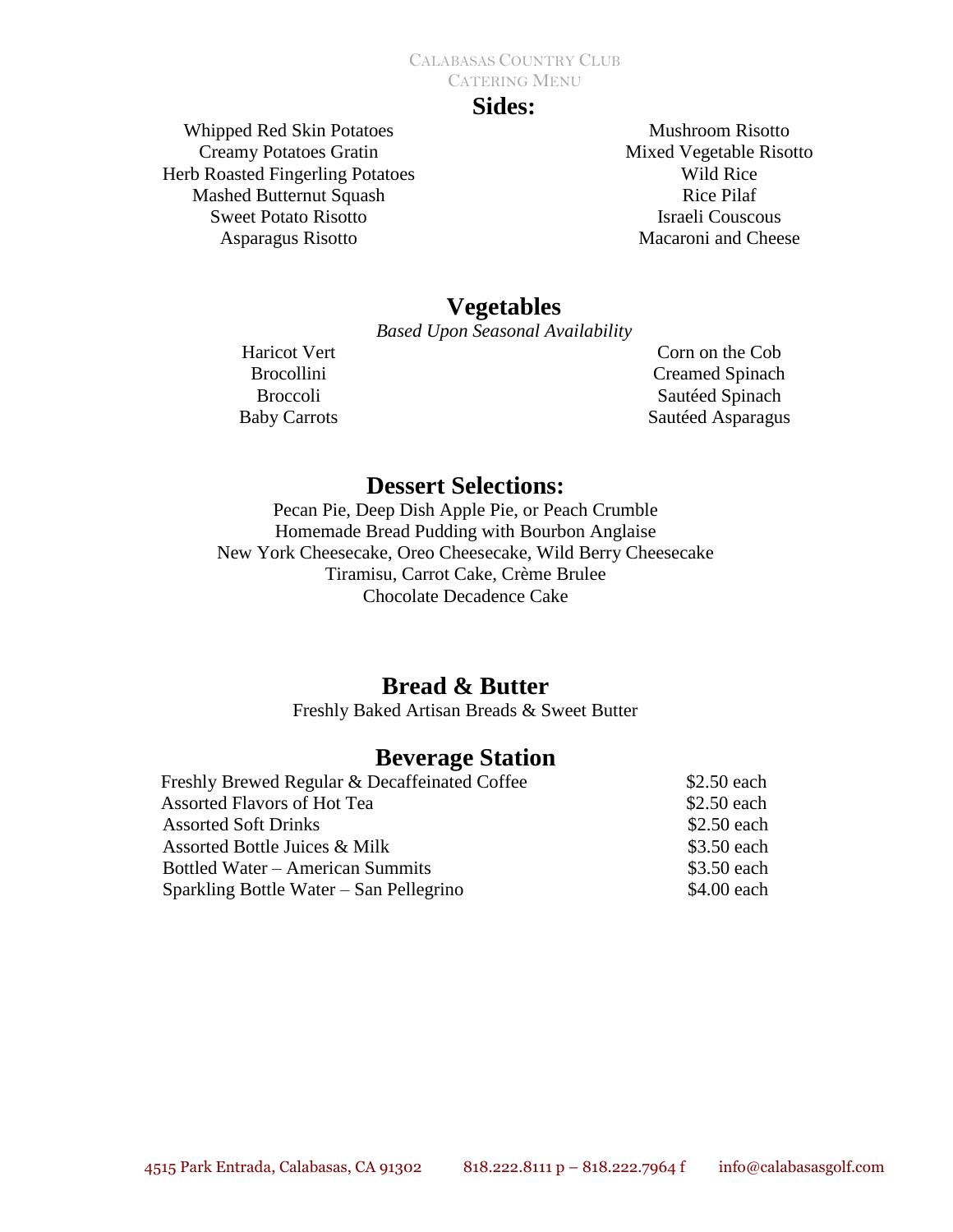## Sides:

Whipped Red Skin Potatoes
Creamy Potatoes Gratin
Herb Roasted Fingerling Potatoes
Mashed Butternut Squash
Sweet Potato Risotto
Asparagus Risotto
Mushroom Risotto
Mixed Vegetable Risotto
Wild Rice
Rice Pilaf
Israeli Couscous
Macaroni and Cheese

## Vegetables

*Based Upon Seasonal Availability*

Haricot Vert
Brocollini
Broccoli
Baby Carrots
Corn on the Cob
Creamed Spinach
Sautéed Spinach
Sautéed Asparagus

## Dessert Selections:

Pecan Pie, Deep Dish Apple Pie, or Peach Crumble
Homemade Bread Pudding with Bourbon Anglaise
New York Cheesecake, Oreo Cheesecake, Wild Berry Cheesecake
Tiramisu, Carrot Cake, Crème Brulee
Chocolate Decadence Cake

## Bread & Butter

Freshly Baked Artisan Breads & Sweet Butter

## Beverage Station

| Item | Price |
|---|---|
| Freshly Brewed Regular & Decaffeinated Coffee | $2.50 each |
| Assorted Flavors of Hot Tea | $2.50 each |
| Assorted Soft Drinks | $2.50 each |
| Assorted Bottle Juices & Milk | $3.50 each |
| Bottled Water – American Summits | $3.50 each |
| Sparkling Bottle Water – San Pellegrino | $4.00 each |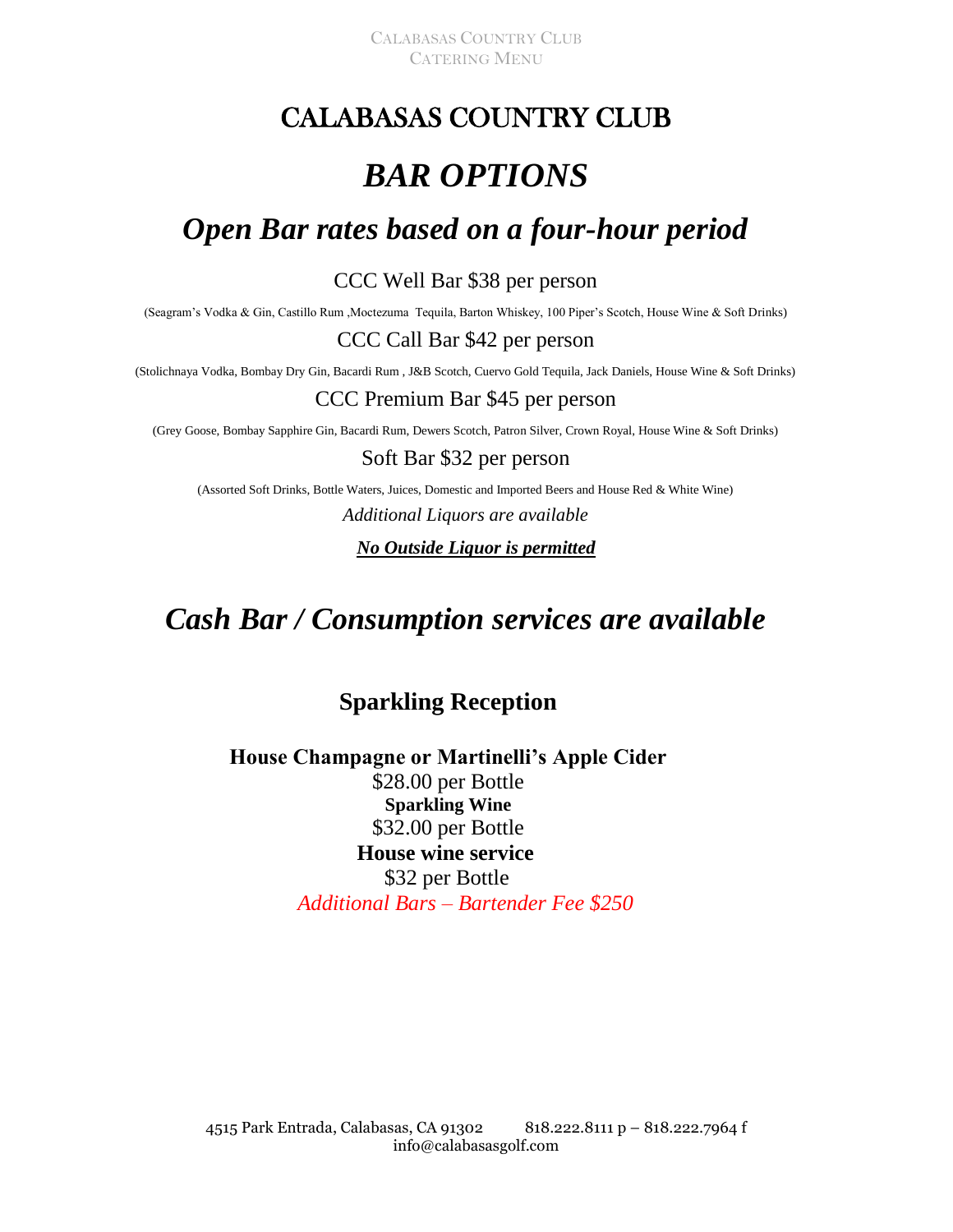# CALABASAS COUNTRY CLUB

# *BAR OPTIONS*

## *Open Bar rates based on a four-hour period*

CCC Well Bar $38 per person

(Seagram's Vodka & Gin, Castillo Rum ,Moctezuma Tequila, Barton Whiskey, 100 Piper's Scotch, House Wine & Soft Drinks)

CCC Call Bar $42 per person

(Stolichnaya Vodka, Bombay Dry Gin, Bacardi Rum , J&B Scotch, Cuervo Gold Tequila, Jack Daniels, House Wine & Soft Drinks)

CCC Premium Bar $45 per person

(Grey Goose, Bombay Sapphire Gin, Bacardi Rum, Dewers Scotch, Patron Silver, Crown Royal, House Wine & Soft Drinks)

Soft Bar $32 per person

(Assorted Soft Drinks, Bottle Waters, Juices, Domestic and Imported Beers and House Red & White Wine)

*Additional Liquors are available*

***No Outside Liquor is permitted***

## *Cash Bar / Consumption services are available*

### Sparkling Reception

**House Champagne or Martinelli's Apple Cider**
$28.00 per Bottle
**Sparkling Wine**
$32.00 per Bottle
**House wine service**
$32 per Bottle
*Additional Bars – Bartender Fee $250*

4515 Park Entrada, Calabasas, CA 91302 818.222.8111 p – 818.222.7964 f
info@calabasasgolf.com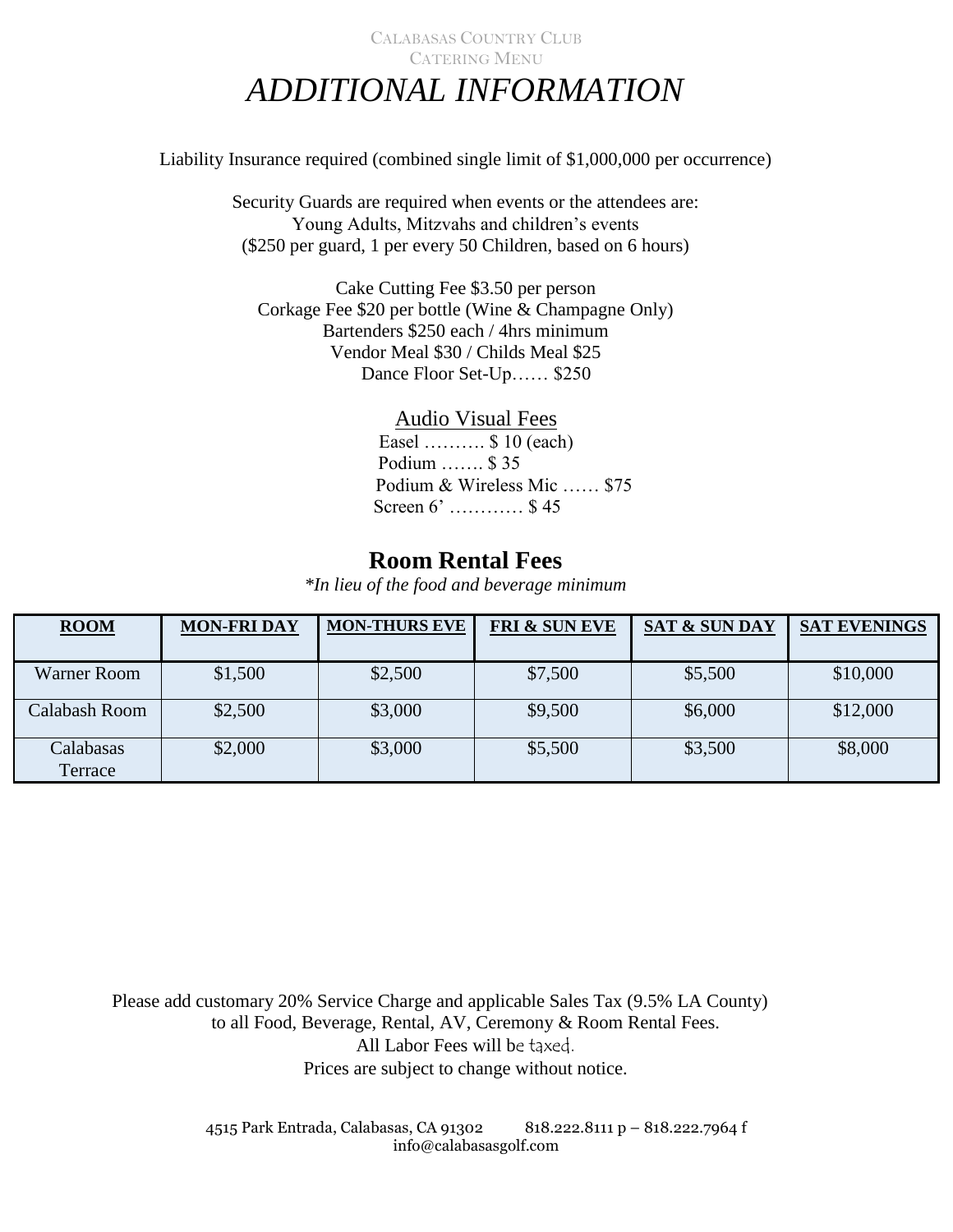Calabasas Country Club
Catering Menu

# ADDITIONAL INFORMATION

Liability Insurance required (combined single limit of $1,000,000 per occurrence)

Security Guards are required when events or the attendees are:
Young Adults, Mitzvahs and children's events
($250 per guard, 1 per every 50 Children, based on 6 hours)

Cake Cutting Fee $3.50 per person
Corkage Fee $20 per bottle (Wine & Champagne Only)
Bartenders $250 each / 4hrs minimum
Vendor Meal $30 / Childs Meal $25
Dance Floor Set-Up…… $250

## Audio Visual Fees

Easel ………. $ 10 (each)
Podium ……. $ 35
Podium & Wireless Mic …… $75
Screen 6' ………… $ 45

## Room Rental Fees

*\*In lieu of the food and beverage minimum*

| ROOM | MON-FRI DAY | MON-THURS EVE | FRI & SUN EVE | SAT & SUN DAY | SAT EVENINGS |
|---|---|---|---|---|---|
| Warner Room | $1,500 | $2,500 | $7,500 | $5,500 | $10,000 |
| Calabash Room | $2,500 | $3,000 | $9,500 | $6,000 | $12,000 |
| Calabasas Terrace | $2,000 | $3,000 | $5,500 | $3,500 | $8,000 |

Please add customary 20% Service Charge and applicable Sales Tax (9.5% LA County)
to all Food, Beverage, Rental, AV, Ceremony & Room Rental Fees.
All Labor Fees will be taxed.
Prices are subject to change without notice.

4515 Park Entrada, Calabasas, CA 91302 818.222.8111 p – 818.222.7964 f
info@calabasasgolf.com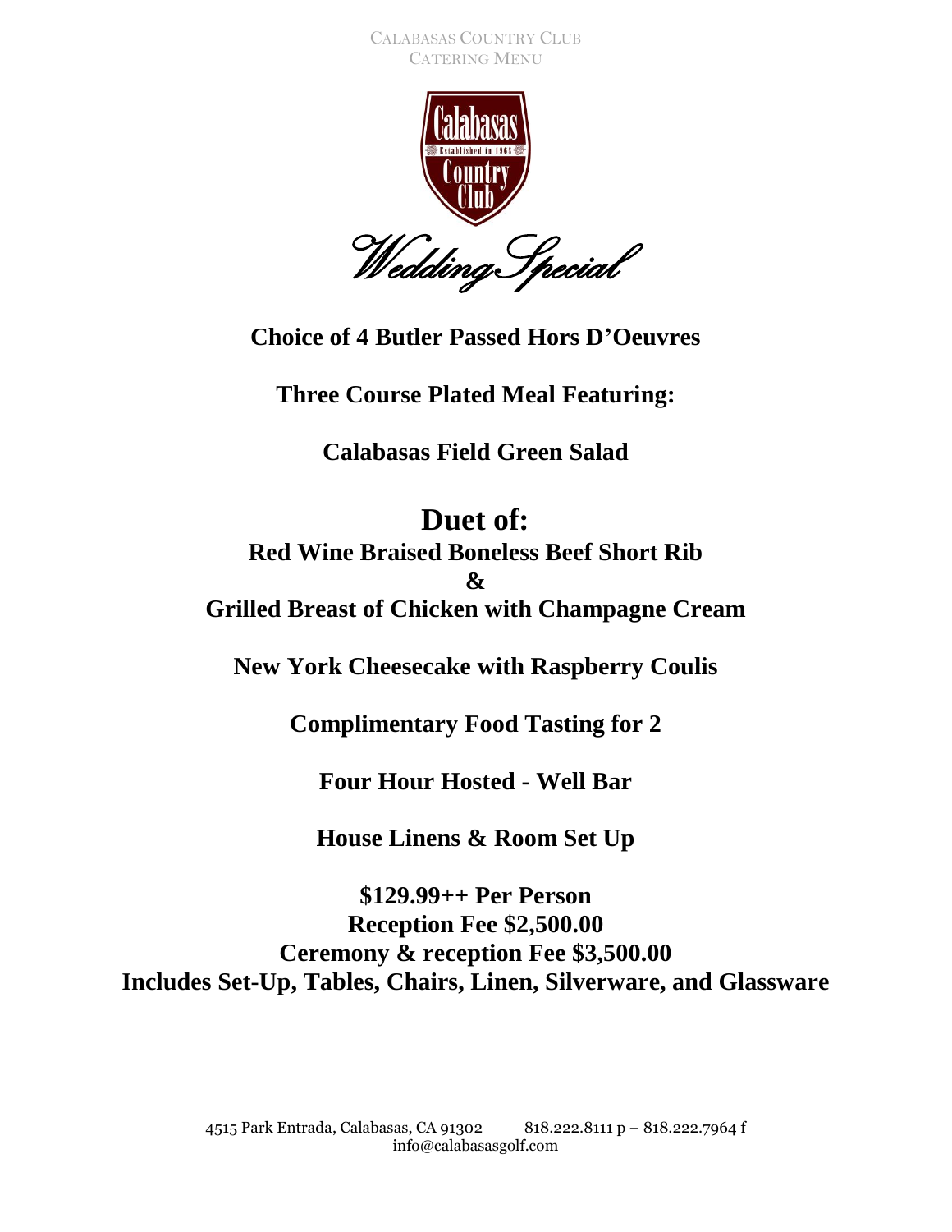# Wedding Special

**Choice of 4 Butler Passed Hors D'Oeuvres**

**Three Course Plated Meal Featuring:**

**Calabasas Field Green Salad**

## Duet of:

**Red Wine Braised Boneless Beef Short Rib**

**&**

**Grilled Breast of Chicken with Champagne Cream**

**New York Cheesecake with Raspberry Coulis**

**Complimentary Food Tasting for 2**

**Four Hour Hosted - Well Bar**

**House Linens & Room Set Up**

**$129.99++ Per Person**
**Reception Fee $2,500.00**
**Ceremony & reception Fee $3,500.00**
**Includes Set-Up, Tables, Chairs, Linen, Silverware, and Glassware**

4515 Park Entrada, Calabasas, CA 91302 818.222.8111 p – 818.222.7964 f
info@calabasasgolf.com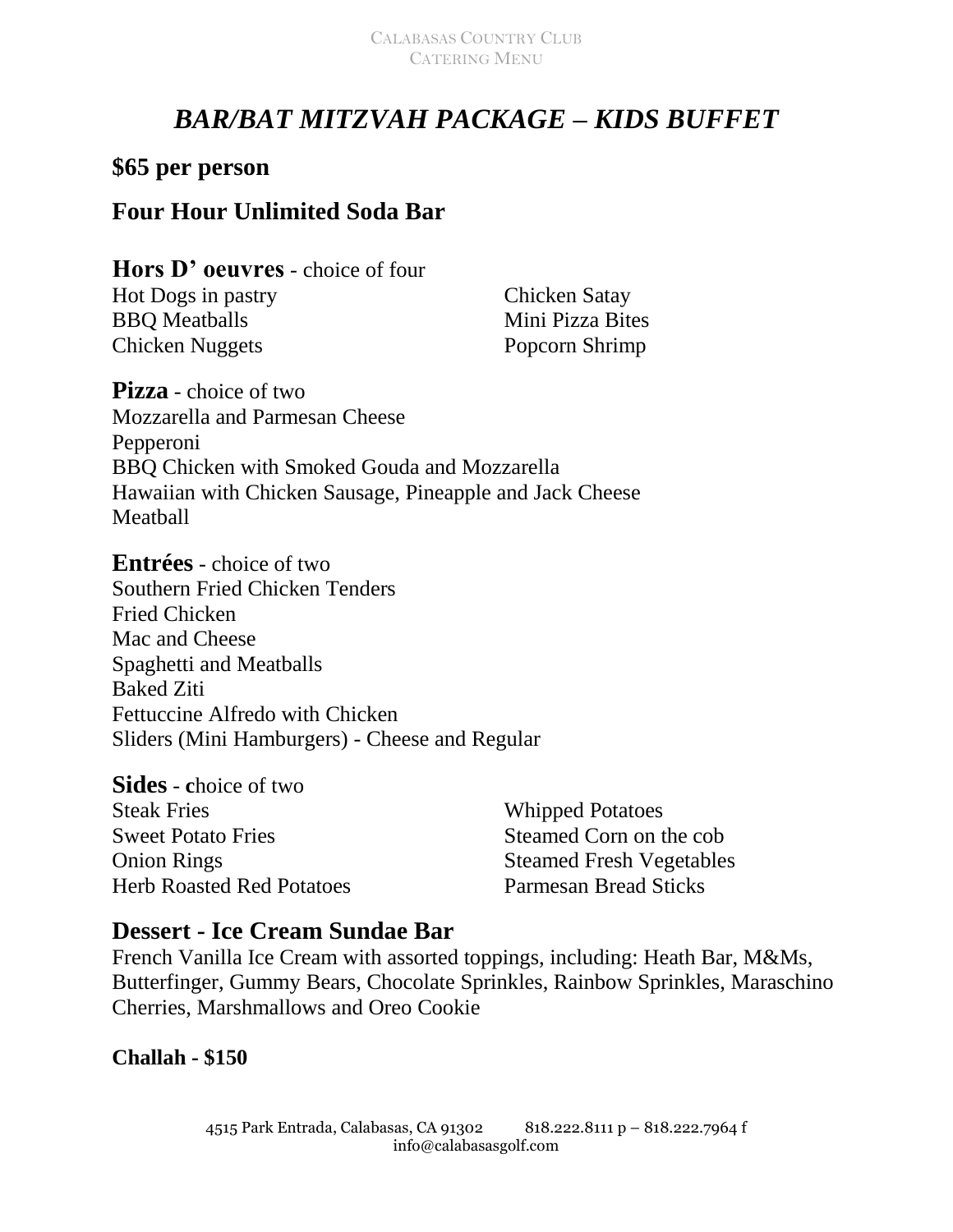# *BAR/BAT MITZVAH PACKAGE – KIDS BUFFET*

## $65 per person

## Four Hour Unlimited Soda Bar

### Hors D' oeuvres - choice of four

Hot Dogs in pastry
BBQ Meatballs
Chicken Nuggets
Chicken Satay
Mini Pizza Bites
Popcorn Shrimp

### Pizza - choice of two

Mozzarella and Parmesan Cheese
Pepperoni
BBQ Chicken with Smoked Gouda and Mozzarella
Hawaiian with Chicken Sausage, Pineapple and Jack Cheese
Meatball

### Entrées - choice of two

Southern Fried Chicken Tenders
Fried Chicken
Mac and Cheese
Spaghetti and Meatballs
Baked Ziti
Fettuccine Alfredo with Chicken
Sliders (Mini Hamburgers) - Cheese and Regular

### Sides - choice of two

Steak Fries
Sweet Potato Fries
Onion Rings
Herb Roasted Red Potatoes
Whipped Potatoes
Steamed Corn on the cob
Steamed Fresh Vegetables
Parmesan Bread Sticks

## Dessert - Ice Cream Sundae Bar

French Vanilla Ice Cream with assorted toppings, including: Heath Bar, M&Ms, Butterfinger, Gummy Bears, Chocolate Sprinkles, Rainbow Sprinkles, Maraschino Cherries, Marshmallows and Oreo Cookie

**Challah - $150**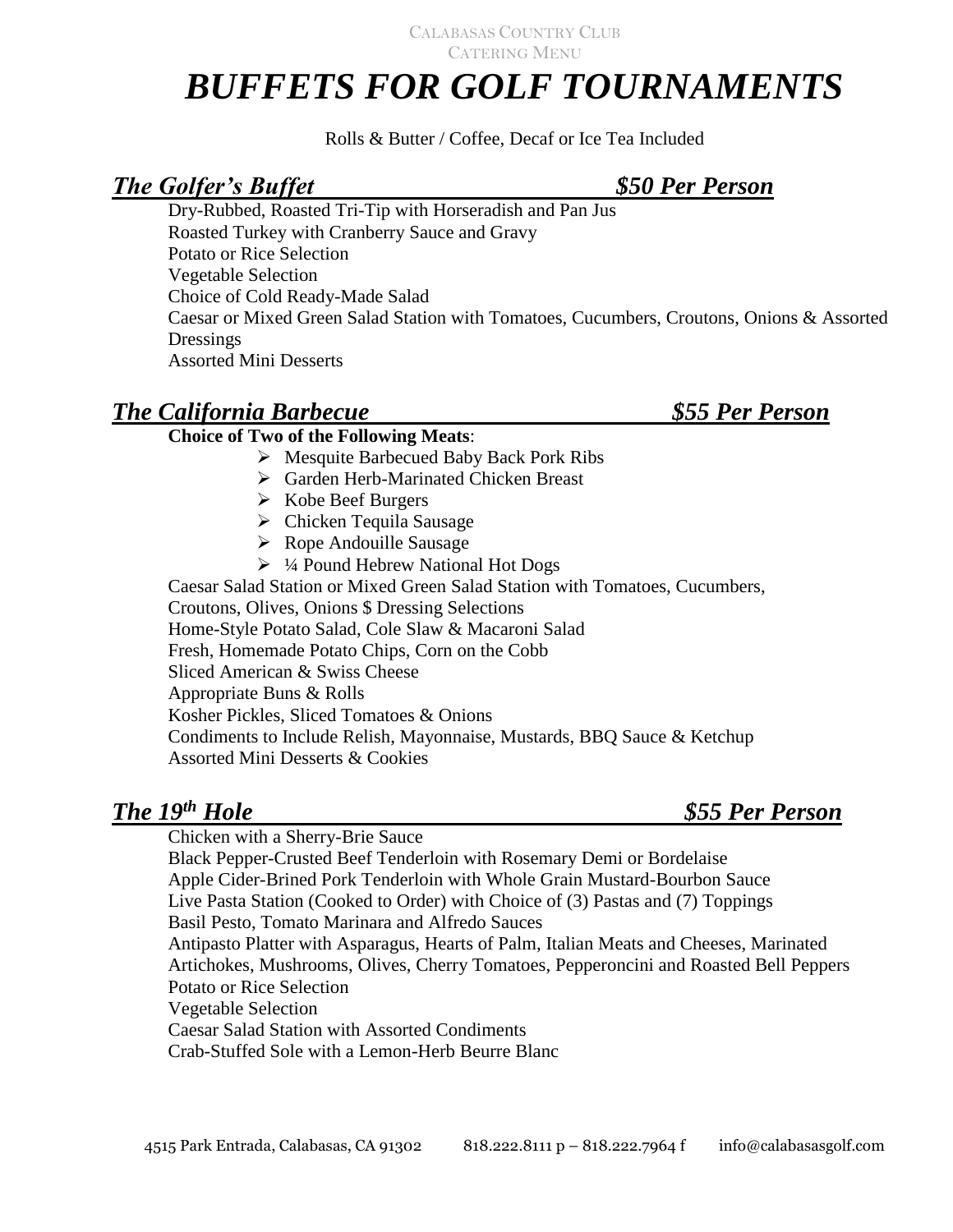# *BUFFETS FOR GOLF TOURNAMENTS*

Rolls & Butter / Coffee, Decaf or Ice Tea Included

## ***The Golfer's Buffet — $50 Per Person***

Dry-Rubbed, Roasted Tri-Tip with Horseradish and Pan Jus
Roasted Turkey with Cranberry Sauce and Gravy
Potato or Rice Selection
Vegetable Selection
Choice of Cold Ready-Made Salad
Caesar or Mixed Green Salad Station with Tomatoes, Cucumbers, Croutons, Onions & Assorted Dressings
Assorted Mini Desserts

## ***The California Barbecue — $55 Per Person***

**Choice of Two of the Following Meats**:

- Mesquite Barbecued Baby Back Pork Ribs
- Garden Herb-Marinated Chicken Breast
- Kobe Beef Burgers
- Chicken Tequila Sausage
- Rope Andouille Sausage
- ¼ Pound Hebrew National Hot Dogs

Caesar Salad Station or Mixed Green Salad Station with Tomatoes, Cucumbers, Croutons, Olives, Onions $ Dressing Selections
Home-Style Potato Salad, Cole Slaw & Macaroni Salad
Fresh, Homemade Potato Chips, Corn on the Cobb
Sliced American & Swiss Cheese
Appropriate Buns & Rolls
Kosher Pickles, Sliced Tomatoes & Onions
Condiments to Include Relish, Mayonnaise, Mustards, BBQ Sauce & Ketchup
Assorted Mini Desserts & Cookies

## ***The 19th Hole — $55 Per Person***

Chicken with a Sherry-Brie Sauce
Black Pepper-Crusted Beef Tenderloin with Rosemary Demi or Bordelaise
Apple Cider-Brined Pork Tenderloin with Whole Grain Mustard-Bourbon Sauce
Live Pasta Station (Cooked to Order) with Choice of (3) Pastas and (7) Toppings
Basil Pesto, Tomato Marinara and Alfredo Sauces
Antipasto Platter with Asparagus, Hearts of Palm, Italian Meats and Cheeses, Marinated Artichokes, Mushrooms, Olives, Cherry Tomatoes, Pepperoncini and Roasted Bell Peppers
Potato or Rice Selection
Vegetable Selection
Caesar Salad Station with Assorted Condiments
Crab-Stuffed Sole with a Lemon-Herb Beurre Blanc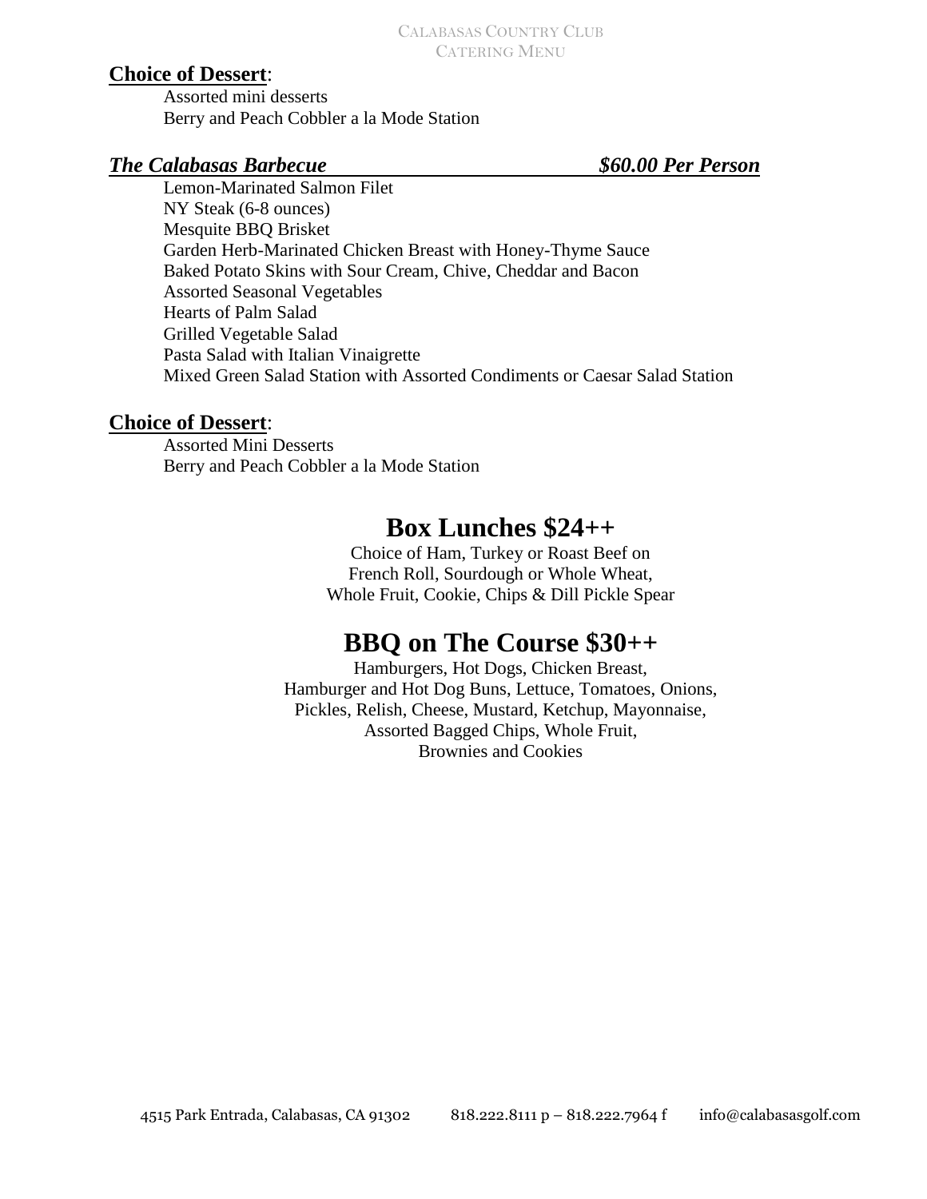**Choice of Dessert**:

Assorted mini desserts
Berry and Peach Cobbler a la Mode Station

***The Calabasas Barbecue*** ***$60.00 Per Person***

Lemon-Marinated Salmon Filet
NY Steak (6-8 ounces)
Mesquite BBQ Brisket
Garden Herb-Marinated Chicken Breast with Honey-Thyme Sauce
Baked Potato Skins with Sour Cream, Chive, Cheddar and Bacon
Assorted Seasonal Vegetables
Hearts of Palm Salad
Grilled Vegetable Salad
Pasta Salad with Italian Vinaigrette
Mixed Green Salad Station with Assorted Condiments or Caesar Salad Station

**Choice of Dessert**:

Assorted Mini Desserts
Berry and Peach Cobbler a la Mode Station

## Box Lunches $24++

Choice of Ham, Turkey or Roast Beef on
French Roll, Sourdough or Whole Wheat,
Whole Fruit, Cookie, Chips & Dill Pickle Spear

## BBQ on The Course $30++

Hamburgers, Hot Dogs, Chicken Breast,
Hamburger and Hot Dog Buns, Lettuce, Tomatoes, Onions,
Pickles, Relish, Cheese, Mustard, Ketchup, Mayonnaise,
Assorted Bagged Chips, Whole Fruit,
Brownies and Cookies